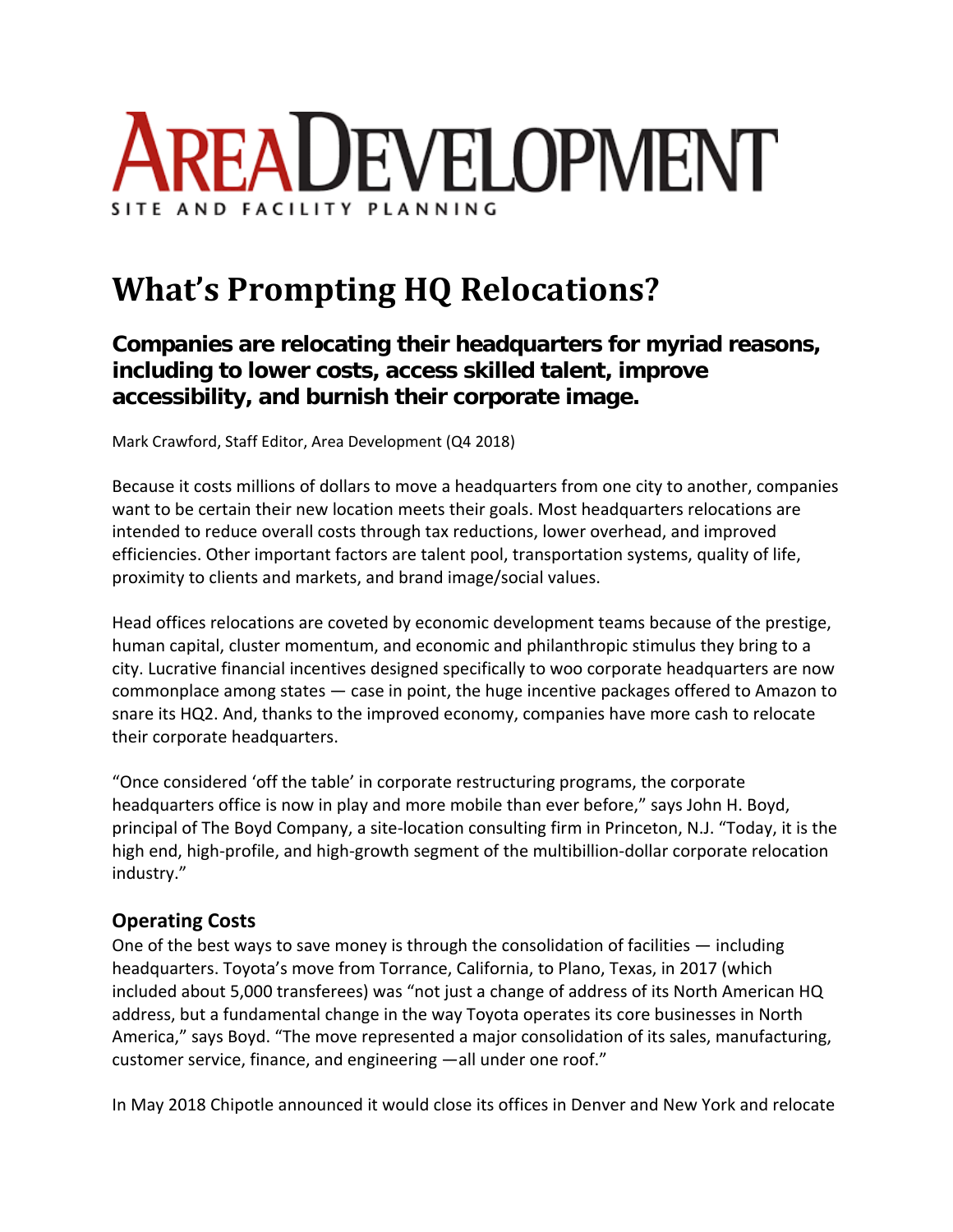# AREA DEVELOPMENT

SITE AND FACILITY PLANNING

# What's Prompting HQ Relocations?

## Companies are relocating their headquarters for myriad reasons, including to lower costs, access skilled talent, improve accessibility, and burnish their corporate image.

Mark Crawford, Staff Editor, Area Development (Q4 2018)

Because it costs millions of dollars to move a headquarters from one city to another, companies want to be certain their new location meets their goals. Most headquarters relocations are intended to reduce overall costs through tax reductions, lower overhead, and improved efficiencies. Other important factors are talent pool, transportation systems, quality of life, proximity to clients and markets, and brand image/social values.

Head offices relocations are coveted by economic development teams because of the prestige, human capital, cluster momentum, and economic and philanthropic stimulus they bring to a city. Lucrative financial incentives designed specifically to woo corporate headquarters are now commonplace among states — case in point, the huge incentive packages offered to Amazon to snare its HQ2. And, thanks to the improved economy, companies have more cash to relocate their corporate headquarters.

"Once considered 'off the table' in corporate restructuring programs, the corporate headquarters office is now in play and more mobile than ever before," says John H. Boyd, principal of The Boyd Company, a site-location consulting firm in Princeton, N.J. "Today, it is the high end, high-profile, and high-growth segment of the multibillion-dollar corporate relocation industry."

### Operating Costs

One of the best ways to save money is through the consolidation of facilities — including headquarters. Toyota's move from Torrance, California, to Plano, Texas, in 2017 (which included about 5,000 transferees) was "not just a change of address of its North American HQ address, but a fundamental change in the way Toyota operates its core businesses in North America," says Boyd. "The move represented a major consolidation of its sales, manufacturing, customer service, finance, and engineering —all under one roof."

In May 2018 Chipotle announced it would close its offices in Denver and New York and relocate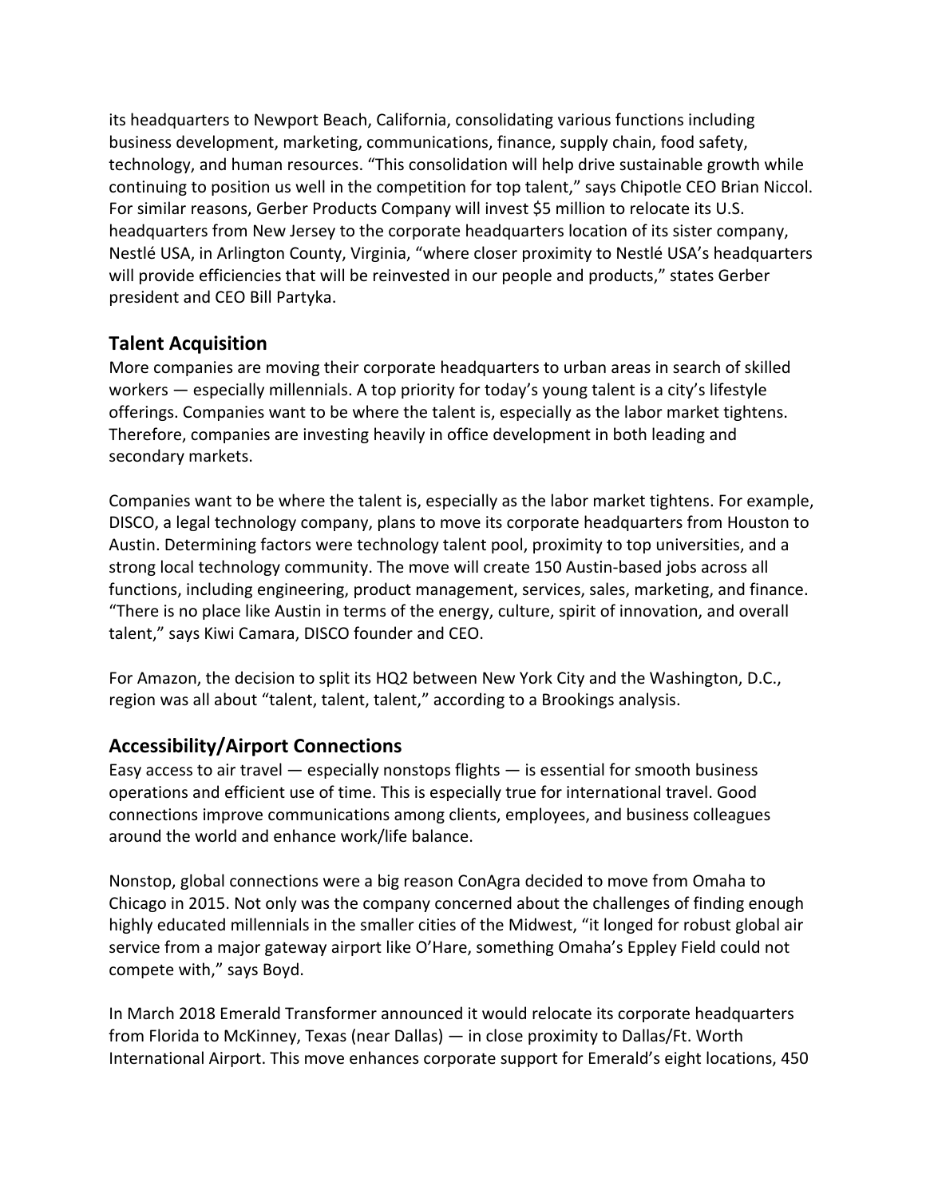its headquarters to Newport Beach, California, consolidating various functions including business development, marketing, communications, finance, supply chain, food safety, technology, and human resources. “This consolidation will help drive sustainable growth while continuing to position us well in the competition for top talent,” says Chipotle CEO Brian Niccol. For similar reasons, Gerber Products Company will invest $5 million to relocate its U.S. headquarters from New Jersey to the corporate headquarters location of its sister company, Nestlé USA, in Arlington County, Virginia, “where closer proximity to Nestlé USA’s headquarters will provide efficiencies that will be reinvested in our people and products,” states Gerber president and CEO Bill Partyka.

## Talent Acquisition

More companies are moving their corporate headquarters to urban areas in search of skilled workers — especially millennials. A top priority for today’s young talent is a city’s lifestyle offerings. Companies want to be where the talent is, especially as the labor market tightens. Therefore, companies are investing heavily in office development in both leading and secondary markets.

Companies want to be where the talent is, especially as the labor market tightens. For example, DISCO, a legal technology company, plans to move its corporate headquarters from Houston to Austin. Determining factors were technology talent pool, proximity to top universities, and a strong local technology community. The move will create 150 Austin-based jobs across all functions, including engineering, product management, services, sales, marketing, and finance. “There is no place like Austin in terms of the energy, culture, spirit of innovation, and overall talent,” says Kiwi Camara, DISCO founder and CEO.

For Amazon, the decision to split its HQ2 between New York City and the Washington, D.C., region was all about “talent, talent, talent,” according to a Brookings analysis.

## Accessibility/Airport Connections

Easy access to air travel — especially nonstops flights — is essential for smooth business operations and efficient use of time. This is especially true for international travel. Good connections improve communications among clients, employees, and business colleagues around the world and enhance work/life balance.

Nonstop, global connections were a big reason ConAgra decided to move from Omaha to Chicago in 2015. Not only was the company concerned about the challenges of finding enough highly educated millennials in the smaller cities of the Midwest, “it longed for robust global air service from a major gateway airport like O’Hare, something Omaha’s Eppley Field could not compete with,” says Boyd.

In March 2018 Emerald Transformer announced it would relocate its corporate headquarters from Florida to McKinney, Texas (near Dallas) — in close proximity to Dallas/Ft. Worth International Airport. This move enhances corporate support for Emerald’s eight locations, 450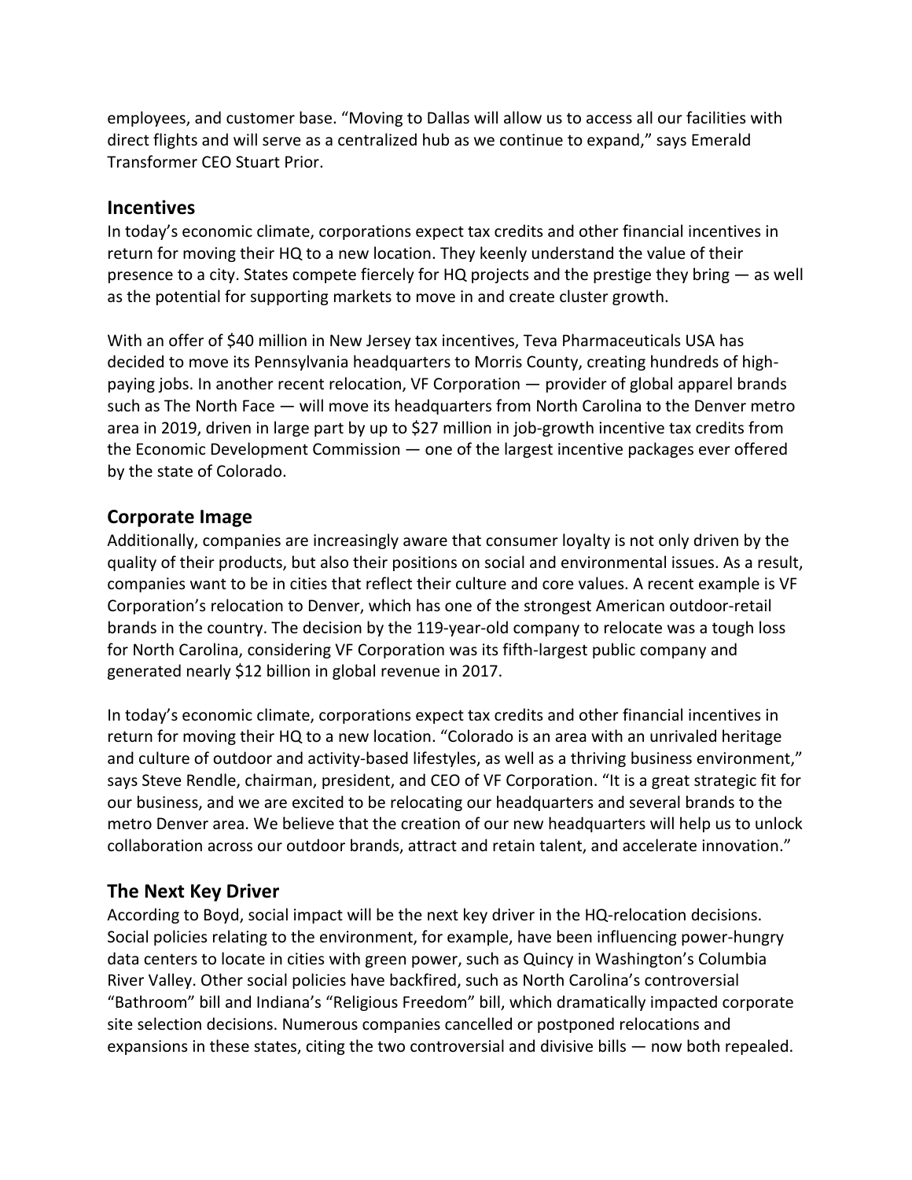employees, and customer base. “Moving to Dallas will allow us to access all our facilities with direct flights and will serve as a centralized hub as we continue to expand,” says Emerald Transformer CEO Stuart Prior.

## Incentives

In today’s economic climate, corporations expect tax credits and other financial incentives in return for moving their HQ to a new location. They keenly understand the value of their presence to a city. States compete fiercely for HQ projects and the prestige they bring — as well as the potential for supporting markets to move in and create cluster growth.

With an offer of $40 million in New Jersey tax incentives, Teva Pharmaceuticals USA has decided to move its Pennsylvania headquarters to Morris County, creating hundreds of high-paying jobs. In another recent relocation, VF Corporation — provider of global apparel brands such as The North Face — will move its headquarters from North Carolina to the Denver metro area in 2019, driven in large part by up to $27 million in job-growth incentive tax credits from the Economic Development Commission — one of the largest incentive packages ever offered by the state of Colorado.

## Corporate Image

Additionally, companies are increasingly aware that consumer loyalty is not only driven by the quality of their products, but also their positions on social and environmental issues. As a result, companies want to be in cities that reflect their culture and core values. A recent example is VF Corporation’s relocation to Denver, which has one of the strongest American outdoor-retail brands in the country. The decision by the 119-year-old company to relocate was a tough loss for North Carolina, considering VF Corporation was its fifth-largest public company and generated nearly $12 billion in global revenue in 2017.

In today’s economic climate, corporations expect tax credits and other financial incentives in return for moving their HQ to a new location. “Colorado is an area with an unrivaled heritage and culture of outdoor and activity-based lifestyles, as well as a thriving business environment,” says Steve Rendle, chairman, president, and CEO of VF Corporation. “It is a great strategic fit for our business, and we are excited to be relocating our headquarters and several brands to the metro Denver area. We believe that the creation of our new headquarters will help us to unlock collaboration across our outdoor brands, attract and retain talent, and accelerate innovation.”

## The Next Key Driver

According to Boyd, social impact will be the next key driver in the HQ-relocation decisions. Social policies relating to the environment, for example, have been influencing power-hungry data centers to locate in cities with green power, such as Quincy in Washington’s Columbia River Valley. Other social policies have backfired, such as North Carolina’s controversial “Bathroom” bill and Indiana’s “Religious Freedom” bill, which dramatically impacted corporate site selection decisions. Numerous companies cancelled or postponed relocations and expansions in these states, citing the two controversial and divisive bills — now both repealed.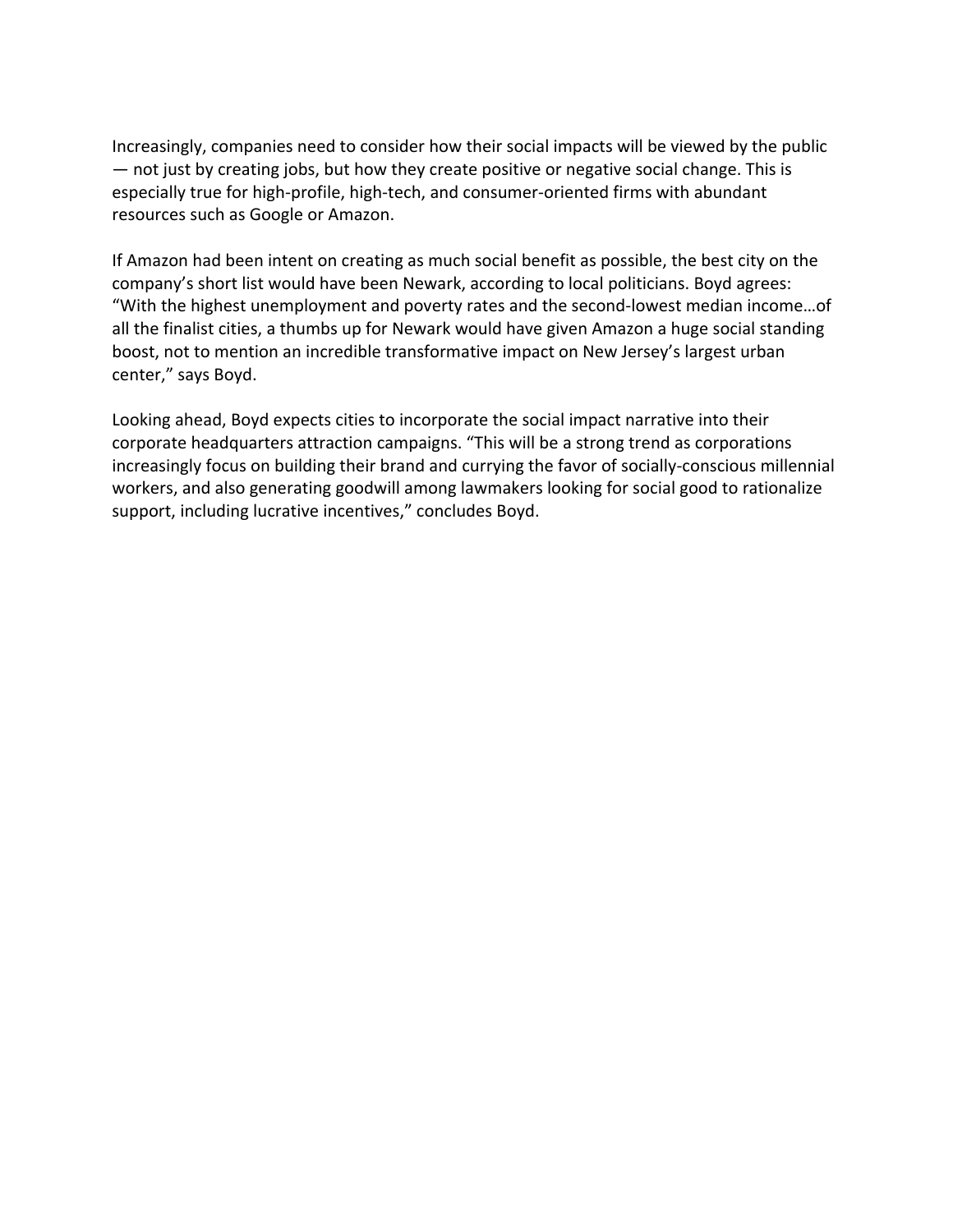Increasingly, companies need to consider how their social impacts will be viewed by the public — not just by creating jobs, but how they create positive or negative social change. This is especially true for high-profile, high-tech, and consumer-oriented firms with abundant resources such as Google or Amazon.

If Amazon had been intent on creating as much social benefit as possible, the best city on the company's short list would have been Newark, according to local politicians. Boyd agrees: "With the highest unemployment and poverty rates and the second-lowest median income…of all the finalist cities, a thumbs up for Newark would have given Amazon a huge social standing boost, not to mention an incredible transformative impact on New Jersey's largest urban center," says Boyd.

Looking ahead, Boyd expects cities to incorporate the social impact narrative into their corporate headquarters attraction campaigns. "This will be a strong trend as corporations increasingly focus on building their brand and currying the favor of socially-conscious millennial workers, and also generating goodwill among lawmakers looking for social good to rationalize support, including lucrative incentives," concludes Boyd.